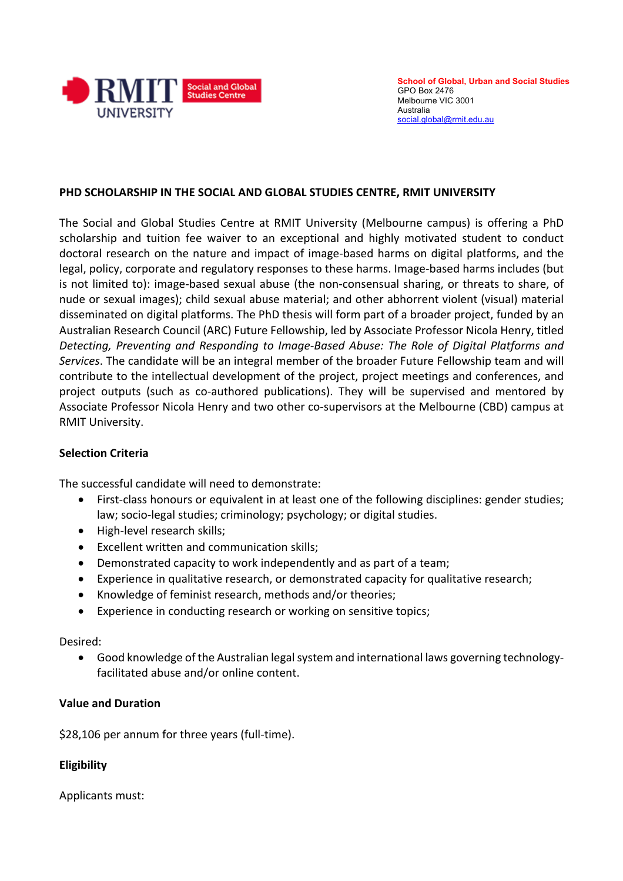School of Global, Urban and Social Studies
GPO Box 2476
Melbourne VIC 3001
Australia
social.global@rmit.edu.au

## PHD SCHOLARSHIP IN THE SOCIAL AND GLOBAL STUDIES CENTRE, RMIT UNIVERSITY

The Social and Global Studies Centre at RMIT University (Melbourne campus) is offering a PhD scholarship and tuition fee waiver to an exceptional and highly motivated student to conduct doctoral research on the nature and impact of image-based harms on digital platforms, and the legal, policy, corporate and regulatory responses to these harms. Image-based harms includes (but is not limited to): image-based sexual abuse (the non-consensual sharing, or threats to share, of nude or sexual images); child sexual abuse material; and other abhorrent violent (visual) material disseminated on digital platforms. The PhD thesis will form part of a broader project, funded by an Australian Research Council (ARC) Future Fellowship, led by Associate Professor Nicola Henry, titled *Detecting, Preventing and Responding to Image-Based Abuse: The Role of Digital Platforms and Services*. The candidate will be an integral member of the broader Future Fellowship team and will contribute to the intellectual development of the project, project meetings and conferences, and project outputs (such as co-authored publications). They will be supervised and mentored by Associate Professor Nicola Henry and two other co-supervisors at the Melbourne (CBD) campus at RMIT University.

### Selection Criteria

The successful candidate will need to demonstrate:

- First-class honours or equivalent in at least one of the following disciplines: gender studies; law; socio-legal studies; criminology; psychology; or digital studies.
- High-level research skills;
- Excellent written and communication skills;
- Demonstrated capacity to work independently and as part of a team;
- Experience in qualitative research, or demonstrated capacity for qualitative research;
- Knowledge of feminist research, methods and/or theories;
- Experience in conducting research or working on sensitive topics;

Desired:

- Good knowledge of the Australian legal system and international laws governing technology-facilitated abuse and/or online content.

### Value and Duration

$28,106 per annum for three years (full-time).

### Eligibility

Applicants must: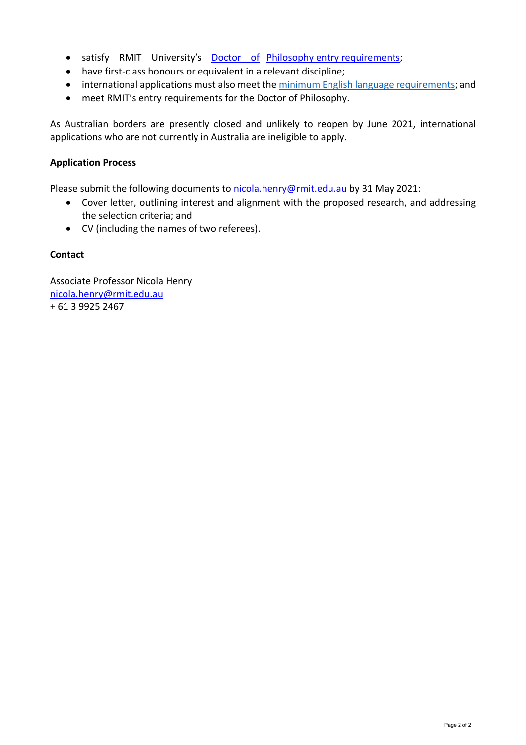- satisfy RMIT University's Doctor of Philosophy entry requirements;
- have first-class honours or equivalent in a relevant discipline;
- international applications must also meet the minimum English language requirements; and
- meet RMIT's entry requirements for the Doctor of Philosophy.

As Australian borders are presently closed and unlikely to reopen by June 2021, international applications who are not currently in Australia are ineligible to apply.

**Application Process**

Please submit the following documents to nicola.henry@rmit.edu.au by 31 May 2021:

- Cover letter, outlining interest and alignment with the proposed research, and addressing the selection criteria; and
- CV (including the names of two referees).

**Contact**

Associate Professor Nicola Henry
nicola.henry@rmit.edu.au
+ 61 3 9925 2467